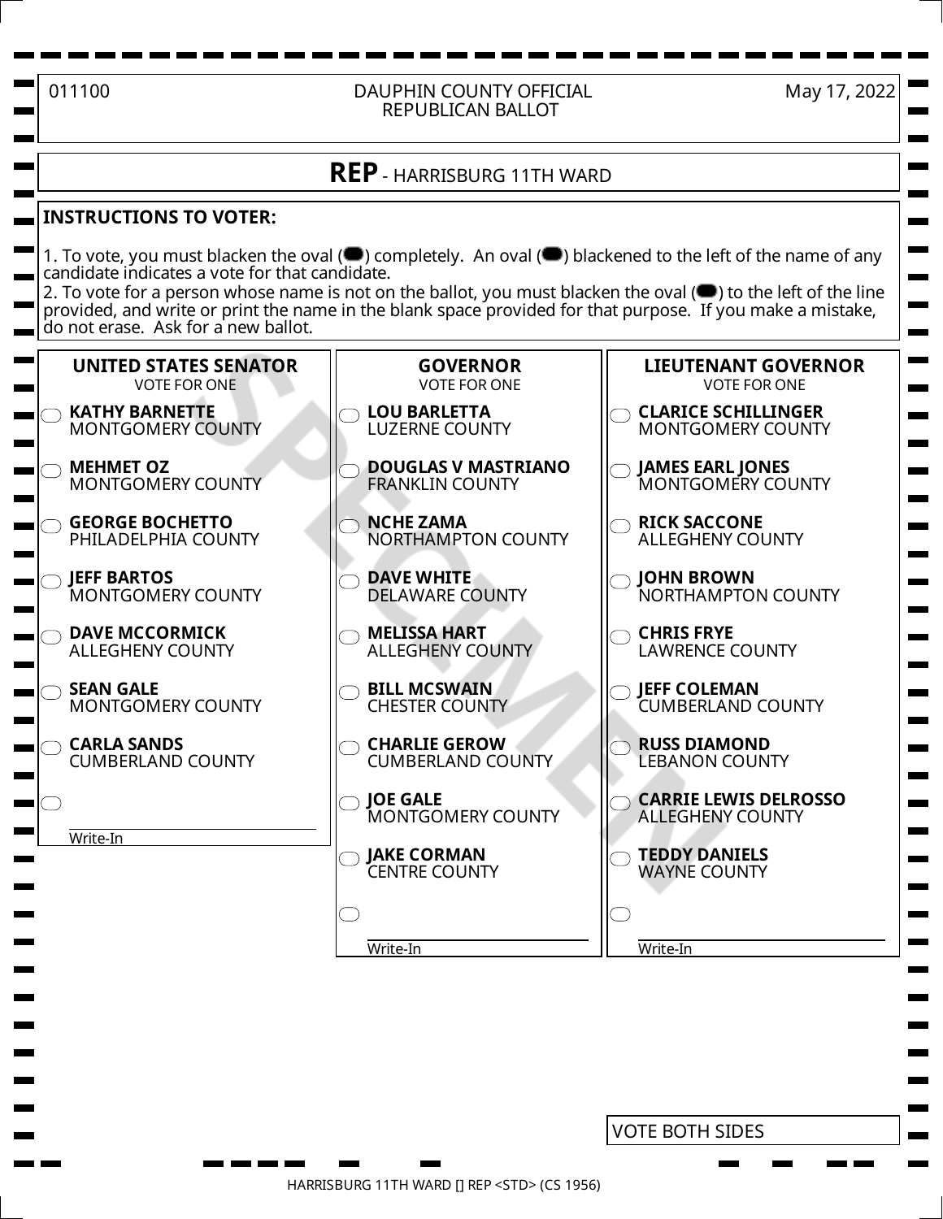011100

DAUPHIN COUNTY OFFICIAL
REPUBLICAN BALLOT

May 17, 2022

# REP - HARRISBURG 11TH WARD

**INSTRUCTIONS TO VOTER:**

1. To vote, you must blacken the oval (⬬) completely. An oval (⬬) blackened to the left of the name of any candidate indicates a vote for that candidate.
2. To vote for a person whose name is not on the ballot, you must blacken the oval (⬬) to the left of the line provided, and write or print the name in the blank space provided for that purpose. If you make a mistake, do not erase. Ask for a new ballot.

## UNITED STATES SENATOR
VOTE FOR ONE

- **KATHY BARNETTE** MONTGOMERY COUNTY
- **MEHMET OZ** MONTGOMERY COUNTY
- **GEORGE BOCHETTO** PHILADELPHIA COUNTY
- **JEFF BARTOS** MONTGOMERY COUNTY
- **DAVE MCCORMICK** ALLEGHENY COUNTY
- **SEAN GALE** MONTGOMERY COUNTY
- **CARLA SANDS** CUMBERLAND COUNTY
- Write-In

## GOVERNOR
VOTE FOR ONE

- **LOU BARLETTA** LUZERNE COUNTY
- **DOUGLAS V MASTRIANO** FRANKLIN COUNTY
- **NCHE ZAMA** NORTHAMPTON COUNTY
- **DAVE WHITE** DELAWARE COUNTY
- **MELISSA HART** ALLEGHENY COUNTY
- **BILL MCSWAIN** CHESTER COUNTY
- **CHARLIE GEROW** CUMBERLAND COUNTY
- **JOE GALE** MONTGOMERY COUNTY
- **JAKE CORMAN** CENTRE COUNTY
- Write-In

## LIEUTENANT GOVERNOR
VOTE FOR ONE

- **CLARICE SCHILLINGER** MONTGOMERY COUNTY
- **JAMES EARL JONES** MONTGOMERY COUNTY
- **RICK SACCONE** ALLEGHENY COUNTY
- **JOHN BROWN** NORTHAMPTON COUNTY
- **CHRIS FRYE** LAWRENCE COUNTY
- **JEFF COLEMAN** CUMBERLAND COUNTY
- **RUSS DIAMOND** LEBANON COUNTY
- **CARRIE LEWIS DELROSSO** ALLEGHENY COUNTY
- **TEDDY DANIELS** WAYNE COUNTY
- Write-In

VOTE BOTH SIDES

HARRISBURG 11TH WARD [] REP <STD> (CS 1956)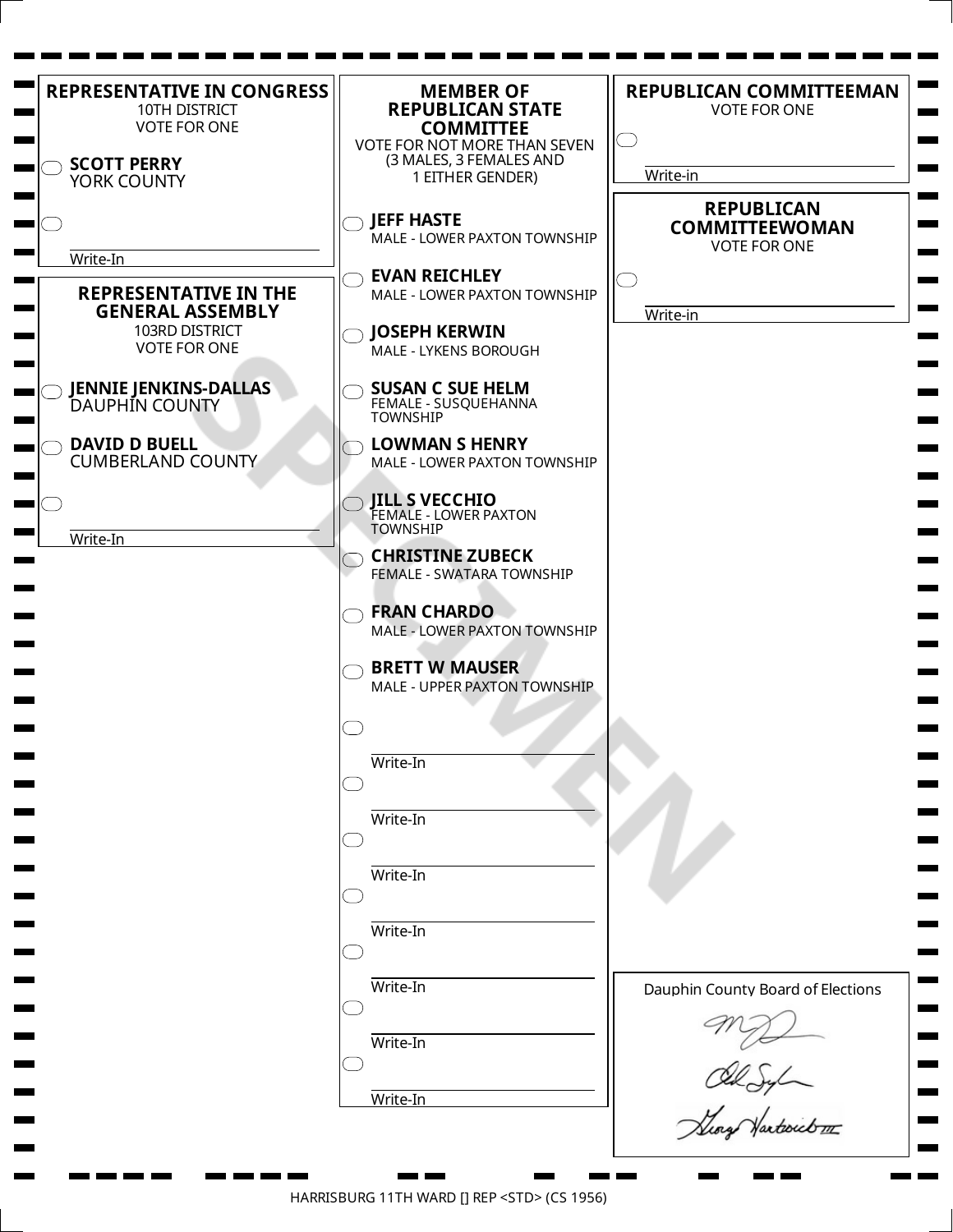## REPRESENTATIVE IN CONGRESS
10TH DISTRICT
VOTE FOR ONE

- **SCOTT PERRY**
  YORK COUNTY
- Write-In

## REPRESENTATIVE IN THE GENERAL ASSEMBLY
103RD DISTRICT
VOTE FOR ONE

- **JENNIE JENKINS-DALLAS**
  DAUPHIN COUNTY
- **DAVID D BUELL**
  CUMBERLAND COUNTY
- Write-In

## MEMBER OF REPUBLICAN STATE COMMITTEE
VOTE FOR NOT MORE THAN SEVEN
(3 MALES, 3 FEMALES AND 1 EITHER GENDER)

- **JEFF HASTE**
  MALE - LOWER PAXTON TOWNSHIP
- **EVAN REICHLEY**
  MALE - LOWER PAXTON TOWNSHIP
- **JOSEPH KERWIN**
  MALE - LYKENS BOROUGH
- **SUSAN C SUE HELM**
  FEMALE - SUSQUEHANNA TOWNSHIP
- **LOWMAN S HENRY**
  MALE - LOWER PAXTON TOWNSHIP
- **JILL S VECCHIO**
  FEMALE - LOWER PAXTON TOWNSHIP
- **CHRISTINE ZUBECK**
  FEMALE - SWATARA TOWNSHIP
- **FRAN CHARDO**
  MALE - LOWER PAXTON TOWNSHIP
- **BRETT W MAUSER**
  MALE - UPPER PAXTON TOWNSHIP
- Write-In
- Write-In
- Write-In
- Write-In
- Write-In
- Write-In
- Write-In

## REPUBLICAN COMMITTEEMAN
VOTE FOR ONE

- Write-in

## REPUBLICAN COMMITTEEWOMAN
VOTE FOR ONE

- Write-in

SPECIMEN

Dauphin County Board of Elections

HARRISBURG 11TH WARD [] REP <STD> (CS 1956)